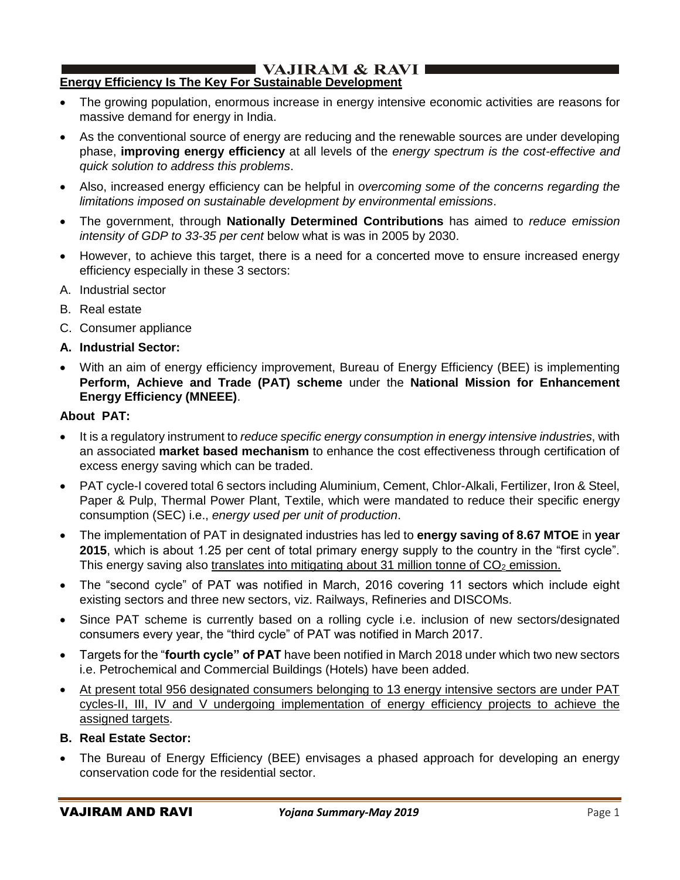## Energy Efficiency Is The Key For Sustainable Development

- The growing population, enormous increase in energy intensive economic activities are reasons for massive demand for energy in India.
- As the conventional source of energy are reducing and the renewable sources are under developing phase, **improving energy efficiency** at all levels of the *energy spectrum is the cost-effective and quick solution to address this problems*.
- Also, increased energy efficiency can be helpful in *overcoming some of the concerns regarding the limitations imposed on sustainable development by environmental emissions*.
- The government, through **Nationally Determined Contributions** has aimed to *reduce emission intensity of GDP to 33-35 per cent* below what is was in 2005 by 2030.
- However, to achieve this target, there is a need for a concerted move to ensure increased energy efficiency especially in these 3 sectors:

A. Industrial sector

B. Real estate

C. Consumer appliance

### A. Industrial Sector:

- With an aim of energy efficiency improvement, Bureau of Energy Efficiency (BEE) is implementing **Perform, Achieve and Trade (PAT) scheme** under the **National Mission for Enhancement Energy Efficiency (MNEEE)**.

**About PAT:**

- It is a regulatory instrument to *reduce specific energy consumption in energy intensive industries*, with an associated **market based mechanism** to enhance the cost effectiveness through certification of excess energy saving which can be traded.
- PAT cycle-I covered total 6 sectors including Aluminium, Cement, Chlor-Alkali, Fertilizer, Iron & Steel, Paper & Pulp, Thermal Power Plant, Textile, which were mandated to reduce their specific energy consumption (SEC) i.e., *energy used per unit of production*.
- The implementation of PAT in designated industries has led to **energy saving of 8.67 MTOE** in **year 2015**, which is about 1.25 per cent of total primary energy supply to the country in the "first cycle". This energy saving also translates into mitigating about 31 million tonne of $CO_2$ emission.
- The "second cycle" of PAT was notified in March, 2016 covering 11 sectors which include eight existing sectors and three new sectors, viz. Railways, Refineries and DISCOMs.
- Since PAT scheme is currently based on a rolling cycle i.e. inclusion of new sectors/designated consumers every year, the "third cycle" of PAT was notified in March 2017.
- Targets for the "**fourth cycle" of PAT** have been notified in March 2018 under which two new sectors i.e. Petrochemical and Commercial Buildings (Hotels) have been added.
- At present total 956 designated consumers belonging to 13 energy intensive sectors are under PAT cycles-II, III, IV and V undergoing implementation of energy efficiency projects to achieve the assigned targets.

### B. Real Estate Sector:

- The Bureau of Energy Efficiency (BEE) envisages a phased approach for developing an energy conservation code for the residential sector.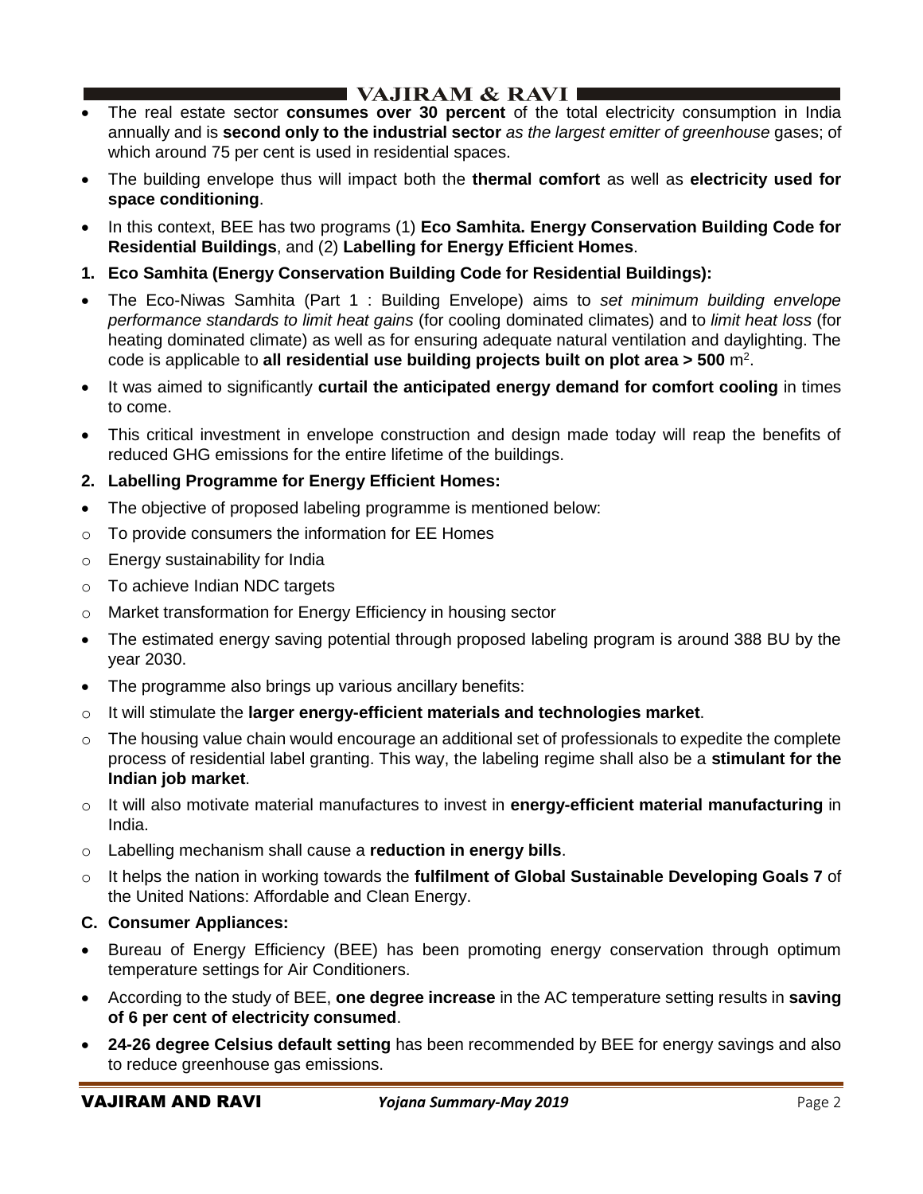- The real estate sector **consumes over 30 percent** of the total electricity consumption in India annually and is **second only to the industrial sector** *as the largest emitter of greenhouse* gases; of which around 75 per cent is used in residential spaces.
- The building envelope thus will impact both the **thermal comfort** as well as **electricity used for space conditioning**.
- In this context, BEE has two programs (1) **Eco Samhita. Energy Conservation Building Code for Residential Buildings**, and (2) **Labelling for Energy Efficient Homes**.

**1. Eco Samhita (Energy Conservation Building Code for Residential Buildings):**

- The Eco-Niwas Samhita (Part 1 : Building Envelope) aims to *set minimum building envelope performance standards to limit heat gains* (for cooling dominated climates) and to *limit heat loss* (for heating dominated climate) as well as for ensuring adequate natural ventilation and daylighting. The code is applicable to **all residential use building projects built on plot area > 500** m$^2$.
- It was aimed to significantly **curtail the anticipated energy demand for comfort cooling** in times to come.
- This critical investment in envelope construction and design made today will reap the benefits of reduced GHG emissions for the entire lifetime of the buildings.

**2. Labelling Programme for Energy Efficient Homes:**

- The objective of proposed labeling programme is mentioned below:
  - To provide consumers the information for EE Homes
  - Energy sustainability for India
  - To achieve Indian NDC targets
  - Market transformation for Energy Efficiency in housing sector
- The estimated energy saving potential through proposed labeling program is around 388 BU by the year 2030.
- The programme also brings up various ancillary benefits:
  - It will stimulate the **larger energy-efficient materials and technologies market**.
  - The housing value chain would encourage an additional set of professionals to expedite the complete process of residential label granting. This way, the labeling regime shall also be a **stimulant for the Indian job market**.
  - It will also motivate material manufactures to invest in **energy-efficient material manufacturing** in India.
  - Labelling mechanism shall cause a **reduction in energy bills**.
  - It helps the nation in working towards the **fulfilment of Global Sustainable Developing Goals 7** of the United Nations: Affordable and Clean Energy.

**C. Consumer Appliances:**

- Bureau of Energy Efficiency (BEE) has been promoting energy conservation through optimum temperature settings for Air Conditioners.
- According to the study of BEE, **one degree increase** in the AC temperature setting results in **saving of 6 per cent of electricity consumed**.
- **24-26 degree Celsius default setting** has been recommended by BEE for energy savings and also to reduce greenhouse gas emissions.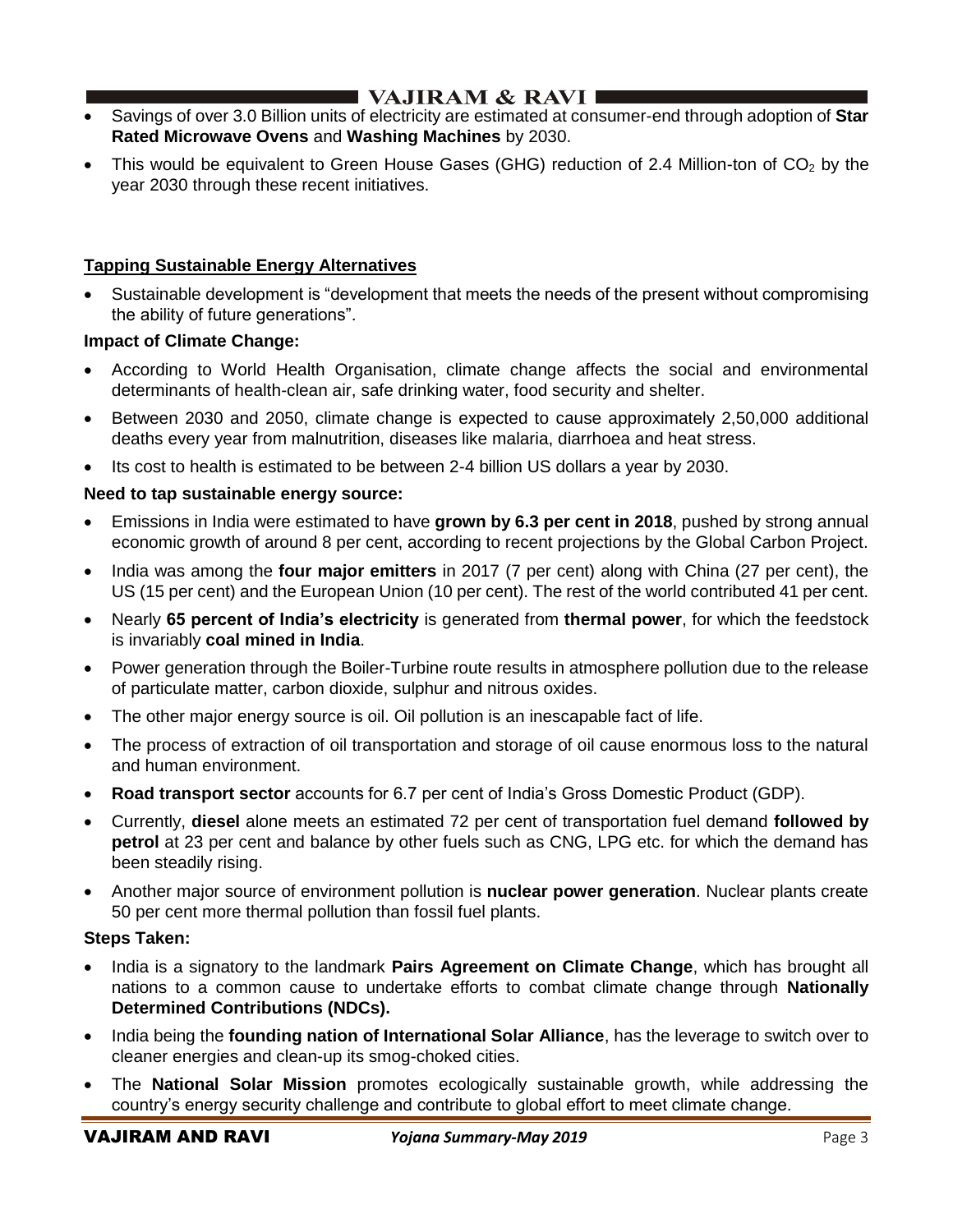- Savings of over 3.0 Billion units of electricity are estimated at consumer-end through adoption of **Star Rated Microwave Ovens** and **Washing Machines** by 2030.
- This would be equivalent to Green House Gases (GHG) reduction of 2.4 Million-ton of $CO_2$ by the year 2030 through these recent initiatives.

## Tapping Sustainable Energy Alternatives

- Sustainable development is "development that meets the needs of the present without compromising the ability of future generations".

### Impact of Climate Change:

- According to World Health Organisation, climate change affects the social and environmental determinants of health-clean air, safe drinking water, food security and shelter.
- Between 2030 and 2050, climate change is expected to cause approximately 2,50,000 additional deaths every year from malnutrition, diseases like malaria, diarrhoea and heat stress.
- Its cost to health is estimated to be between 2-4 billion US dollars a year by 2030.

### Need to tap sustainable energy source:

- Emissions in India were estimated to have **grown by 6.3 per cent in 2018**, pushed by strong annual economic growth of around 8 per cent, according to recent projections by the Global Carbon Project.
- India was among the **four major emitters** in 2017 (7 per cent) along with China (27 per cent), the US (15 per cent) and the European Union (10 per cent). The rest of the world contributed 41 per cent.
- Nearly **65 percent of India's electricity** is generated from **thermal power**, for which the feedstock is invariably **coal mined in India**.
- Power generation through the Boiler-Turbine route results in atmosphere pollution due to the release of particulate matter, carbon dioxide, sulphur and nitrous oxides.
- The other major energy source is oil. Oil pollution is an inescapable fact of life.
- The process of extraction of oil transportation and storage of oil cause enormous loss to the natural and human environment.
- **Road transport sector** accounts for 6.7 per cent of India's Gross Domestic Product (GDP).
- Currently, **diesel** alone meets an estimated 72 per cent of transportation fuel demand **followed by petrol** at 23 per cent and balance by other fuels such as CNG, LPG etc. for which the demand has been steadily rising.
- Another major source of environment pollution is **nuclear power generation**. Nuclear plants create 50 per cent more thermal pollution than fossil fuel plants.

### Steps Taken:

- India is a signatory to the landmark **Pairs Agreement on Climate Change**, which has brought all nations to a common cause to undertake efforts to combat climate change through **Nationally Determined Contributions (NDCs).**
- India being the **founding nation of International Solar Alliance**, has the leverage to switch over to cleaner energies and clean-up its smog-choked cities.
- The **National Solar Mission** promotes ecologically sustainable growth, while addressing the country's energy security challenge and contribute to global effort to meet climate change.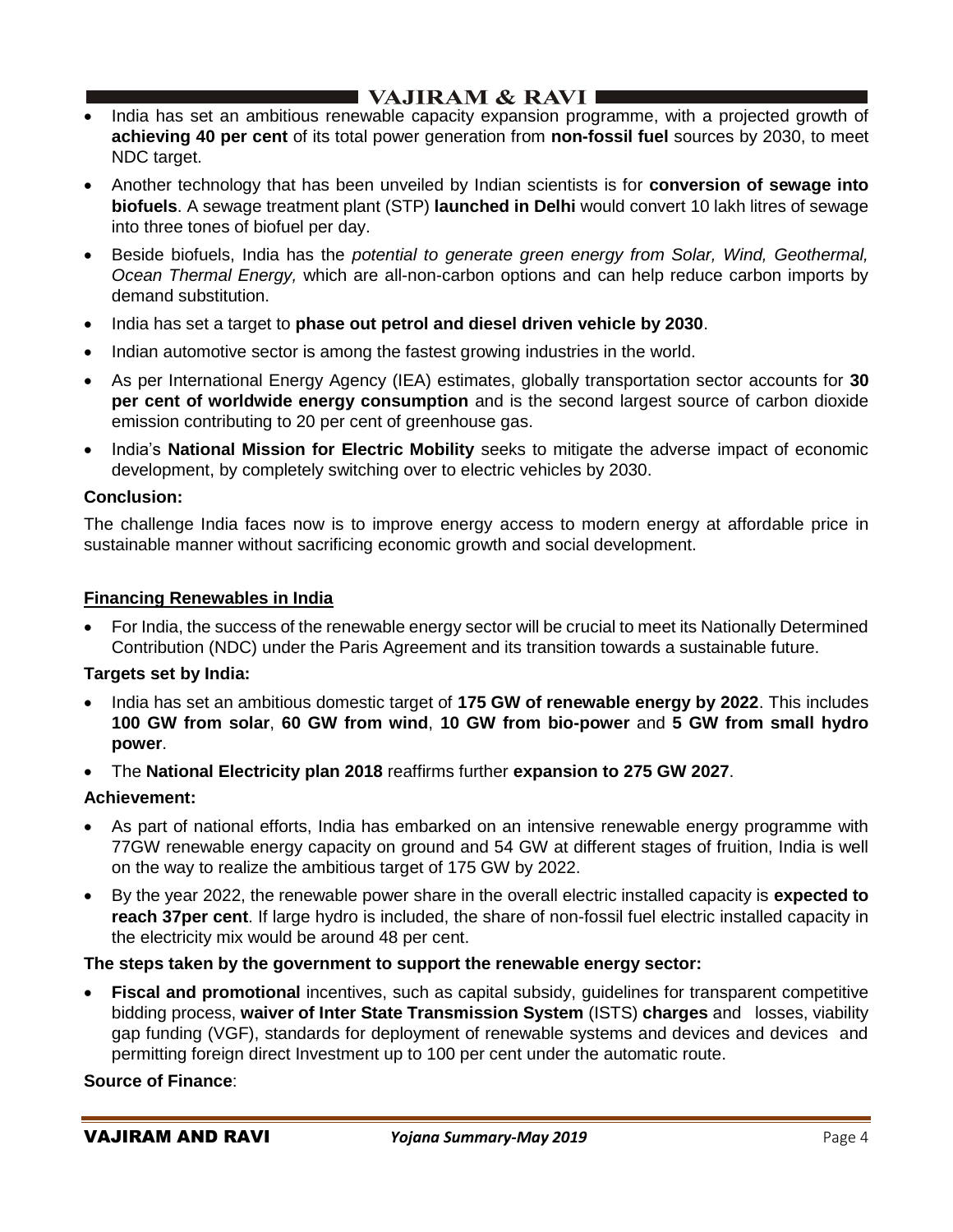- India has set an ambitious renewable capacity expansion programme, with a projected growth of **achieving 40 per cent** of its total power generation from **non-fossil fuel** sources by 2030, to meet NDC target.
- Another technology that has been unveiled by Indian scientists is for **conversion of sewage into biofuels**. A sewage treatment plant (STP) **launched in Delhi** would convert 10 lakh litres of sewage into three tones of biofuel per day.
- Beside biofuels, India has the *potential to generate green energy from Solar, Wind, Geothermal, Ocean Thermal Energy,* which are all-non-carbon options and can help reduce carbon imports by demand substitution.
- India has set a target to **phase out petrol and diesel driven vehicle by 2030**.
- Indian automotive sector is among the fastest growing industries in the world.
- As per International Energy Agency (IEA) estimates, globally transportation sector accounts for **30 per cent of worldwide energy consumption** and is the second largest source of carbon dioxide emission contributing to 20 per cent of greenhouse gas.
- India's **National Mission for Electric Mobility** seeks to mitigate the adverse impact of economic development, by completely switching over to electric vehicles by 2030.

**Conclusion:**

The challenge India faces now is to improve energy access to modern energy at affordable price in sustainable manner without sacrificing economic growth and social development.

## Financing Renewables in India

- For India, the success of the renewable energy sector will be crucial to meet its Nationally Determined Contribution (NDC) under the Paris Agreement and its transition towards a sustainable future.

**Targets set by India:**

- India has set an ambitious domestic target of **175 GW of renewable energy by 2022**. This includes **100 GW from solar**, **60 GW from wind**, **10 GW from bio-power** and **5 GW from small hydro power**.
- The **National Electricity plan 2018** reaffirms further **expansion to 275 GW 2027**.

**Achievement:**

- As part of national efforts, India has embarked on an intensive renewable energy programme with 77GW renewable energy capacity on ground and 54 GW at different stages of fruition, India is well on the way to realize the ambitious target of 175 GW by 2022.
- By the year 2022, the renewable power share in the overall electric installed capacity is **expected to reach 37per cent**. If large hydro is included, the share of non-fossil fuel electric installed capacity in the electricity mix would be around 48 per cent.

**The steps taken by the government to support the renewable energy sector:**

- **Fiscal and promotional** incentives, such as capital subsidy, guidelines for transparent competitive bidding process, **waiver of Inter State Transmission System** (ISTS) **charges** and losses, viability gap funding (VGF), standards for deployment of renewable systems and devices and devices and permitting foreign direct Investment up to 100 per cent under the automatic route.

**Source of Finance**: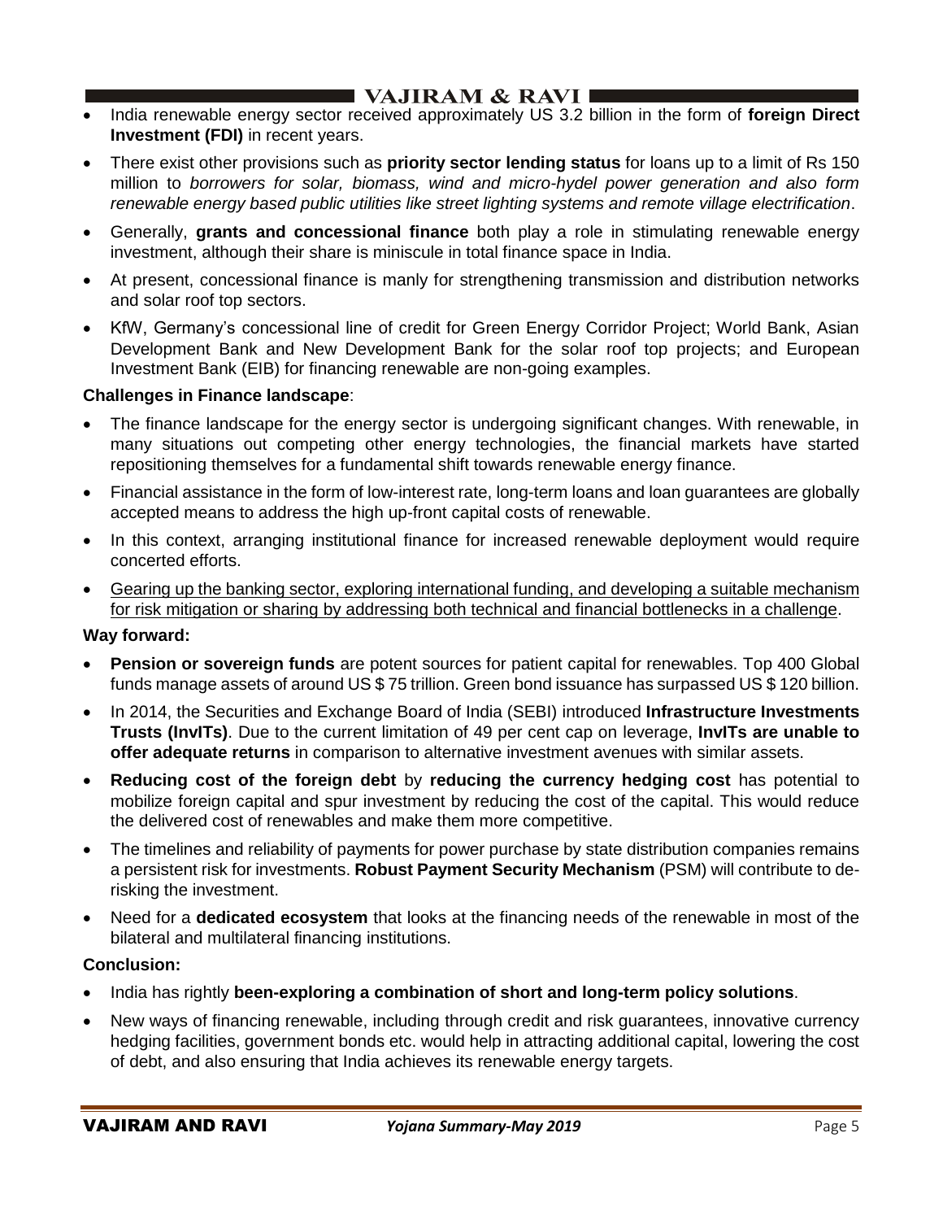- India renewable energy sector received approximately US 3.2 billion in the form of **foreign Direct Investment (FDI)** in recent years.
- There exist other provisions such as **priority sector lending status** for loans up to a limit of Rs 150 million to *borrowers for solar, biomass, wind and micro-hydel power generation and also form renewable energy based public utilities like street lighting systems and remote village electrification*.
- Generally, **grants and concessional finance** both play a role in stimulating renewable energy investment, although their share is miniscule in total finance space in India.
- At present, concessional finance is manly for strengthening transmission and distribution networks and solar roof top sectors.
- KfW, Germany's concessional line of credit for Green Energy Corridor Project; World Bank, Asian Development Bank and New Development Bank for the solar roof top projects; and European Investment Bank (EIB) for financing renewable are non-going examples.

**Challenges in Finance landscape**:

- The finance landscape for the energy sector is undergoing significant changes. With renewable, in many situations out competing other energy technologies, the financial markets have started repositioning themselves for a fundamental shift towards renewable energy finance.
- Financial assistance in the form of low-interest rate, long-term loans and loan guarantees are globally accepted means to address the high up-front capital costs of renewable.
- In this context, arranging institutional finance for increased renewable deployment would require concerted efforts.
- <u>Gearing up the banking sector, exploring international funding, and developing a suitable mechanism for risk mitigation or sharing by addressing both technical and financial bottlenecks in a challenge</u>.

**Way forward:**

- **Pension or sovereign funds** are potent sources for patient capital for renewables. Top 400 Global funds manage assets of around US $ 75 trillion. Green bond issuance has surpassed US $ 120 billion.
- In 2014, the Securities and Exchange Board of India (SEBI) introduced **Infrastructure Investments Trusts (InvITs)**. Due to the current limitation of 49 per cent cap on leverage, **InvITs are unable to offer adequate returns** in comparison to alternative investment avenues with similar assets.
- **Reducing cost of the foreign debt** by **reducing the currency hedging cost** has potential to mobilize foreign capital and spur investment by reducing the cost of the capital. This would reduce the delivered cost of renewables and make them more competitive.
- The timelines and reliability of payments for power purchase by state distribution companies remains a persistent risk for investments. **Robust Payment Security Mechanism** (PSM) will contribute to de-risking the investment.
- Need for a **dedicated ecosystem** that looks at the financing needs of the renewable in most of the bilateral and multilateral financing institutions.

**Conclusion:**

- India has rightly **been-exploring a combination of short and long-term policy solutions**.
- New ways of financing renewable, including through credit and risk guarantees, innovative currency hedging facilities, government bonds etc. would help in attracting additional capital, lowering the cost of debt, and also ensuring that India achieves its renewable energy targets.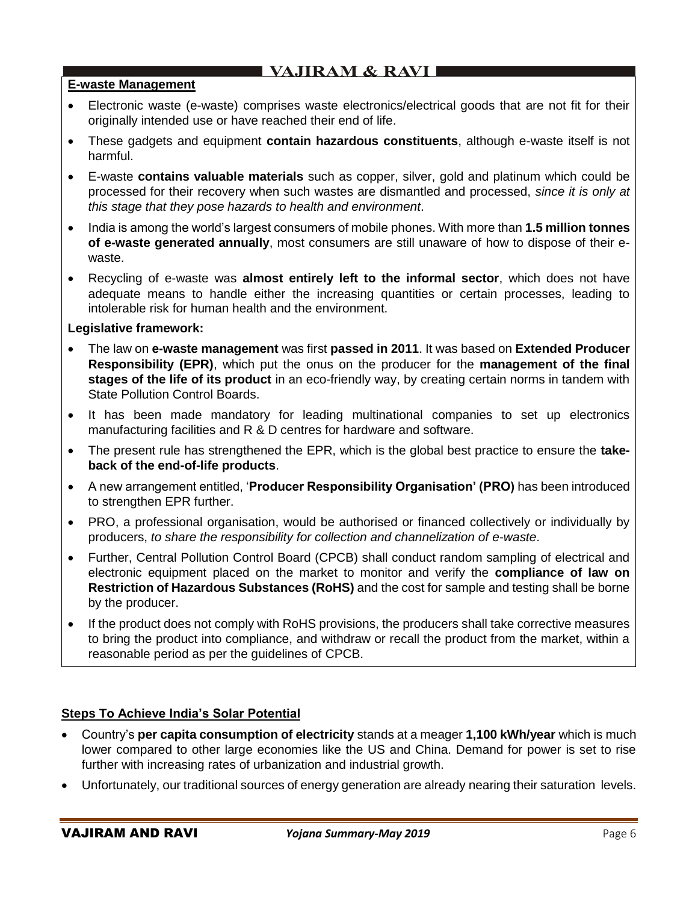## E-waste Management

- Electronic waste (e-waste) comprises waste electronics/electrical goods that are not fit for their originally intended use or have reached their end of life.
- These gadgets and equipment **contain hazardous constituents**, although e-waste itself is not harmful.
- E-waste **contains valuable materials** such as copper, silver, gold and platinum which could be processed for their recovery when such wastes are dismantled and processed, *since it is only at this stage that they pose hazards to health and environment*.
- India is among the world's largest consumers of mobile phones. With more than **1.5 million tonnes of e-waste generated annually**, most consumers are still unaware of how to dispose of their e-waste.
- Recycling of e-waste was **almost entirely left to the informal sector**, which does not have adequate means to handle either the increasing quantities or certain processes, leading to intolerable risk for human health and the environment.

**Legislative framework:**

- The law on **e-waste management** was first **passed in 2011**. It was based on **Extended Producer Responsibility (EPR)**, which put the onus on the producer for the **management of the final stages of the life of its product** in an eco-friendly way, by creating certain norms in tandem with State Pollution Control Boards.
- It has been made mandatory for leading multinational companies to set up electronics manufacturing facilities and R & D centres for hardware and software.
- The present rule has strengthened the EPR, which is the global best practice to ensure the **take-back of the end-of-life products**.
- A new arrangement entitled, '**Producer Responsibility Organisation' (PRO)** has been introduced to strengthen EPR further.
- PRO, a professional organisation, would be authorised or financed collectively or individually by producers, *to share the responsibility for collection and channelization of e-waste*.
- Further, Central Pollution Control Board (CPCB) shall conduct random sampling of electrical and electronic equipment placed on the market to monitor and verify the **compliance of law on Restriction of Hazardous Substances (RoHS)** and the cost for sample and testing shall be borne by the producer.
- If the product does not comply with RoHS provisions, the producers shall take corrective measures to bring the product into compliance, and withdraw or recall the product from the market, within a reasonable period as per the guidelines of CPCB.

## Steps To Achieve India's Solar Potential

- Country's **per capita consumption of electricity** stands at a meager **1,100 kWh/year** which is much lower compared to other large economies like the US and China. Demand for power is set to rise further with increasing rates of urbanization and industrial growth.
- Unfortunately, our traditional sources of energy generation are already nearing their saturation levels.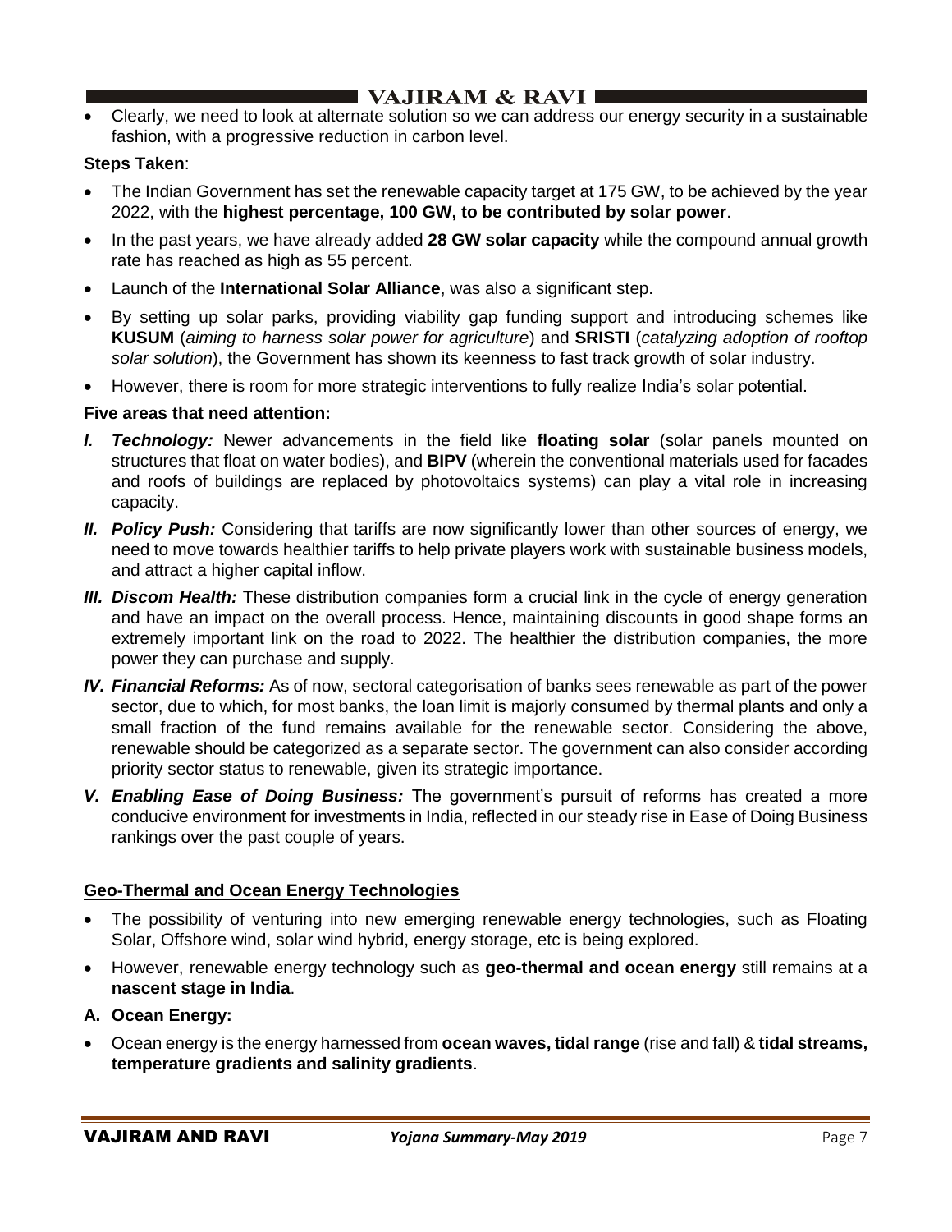- Clearly, we need to look at alternate solution so we can address our energy security in a sustainable fashion, with a progressive reduction in carbon level.

**Steps Taken**:

- The Indian Government has set the renewable capacity target at 175 GW, to be achieved by the year 2022, with the **highest percentage, 100 GW, to be contributed by solar power**.
- In the past years, we have already added **28 GW solar capacity** while the compound annual growth rate has reached as high as 55 percent.
- Launch of the **International Solar Alliance**, was also a significant step.
- By setting up solar parks, providing viability gap funding support and introducing schemes like **KUSUM** (*aiming to harness solar power for agriculture*) and **SRISTI** (*catalyzing adoption of rooftop solar solution*), the Government has shown its keenness to fast track growth of solar industry.
- However, there is room for more strategic interventions to fully realize India's solar potential.

**Five areas that need attention:**

*I.* ***Technology:*** Newer advancements in the field like **floating solar** (solar panels mounted on structures that float on water bodies), and **BIPV** (wherein the conventional materials used for facades and roofs of buildings are replaced by photovoltaics systems) can play a vital role in increasing capacity.

*II.* ***Policy Push:*** Considering that tariffs are now significantly lower than other sources of energy, we need to move towards healthier tariffs to help private players work with sustainable business models, and attract a higher capital inflow.

*III.* ***Discom Health:*** These distribution companies form a crucial link in the cycle of energy generation and have an impact on the overall process. Hence, maintaining discounts in good shape forms an extremely important link on the road to 2022. The healthier the distribution companies, the more power they can purchase and supply.

*IV.* ***Financial Reforms:*** As of now, sectoral categorisation of banks sees renewable as part of the power sector, due to which, for most banks, the loan limit is majorly consumed by thermal plants and only a small fraction of the fund remains available for the renewable sector. Considering the above, renewable should be categorized as a separate sector. The government can also consider according priority sector status to renewable, given its strategic importance.

*V.* ***Enabling Ease of Doing Business:*** The government's pursuit of reforms has created a more conducive environment for investments in India, reflected in our steady rise in Ease of Doing Business rankings over the past couple of years.

## Geo-Thermal and Ocean Energy Technologies

- The possibility of venturing into new emerging renewable energy technologies, such as Floating Solar, Offshore wind, solar wind hybrid, energy storage, etc is being explored.
- However, renewable energy technology such as **geo-thermal and ocean energy** still remains at a **nascent stage in India**.

**A. Ocean Energy:**

- Ocean energy is the energy harnessed from **ocean waves, tidal range** (rise and fall) & **tidal streams, temperature gradients and salinity gradients**.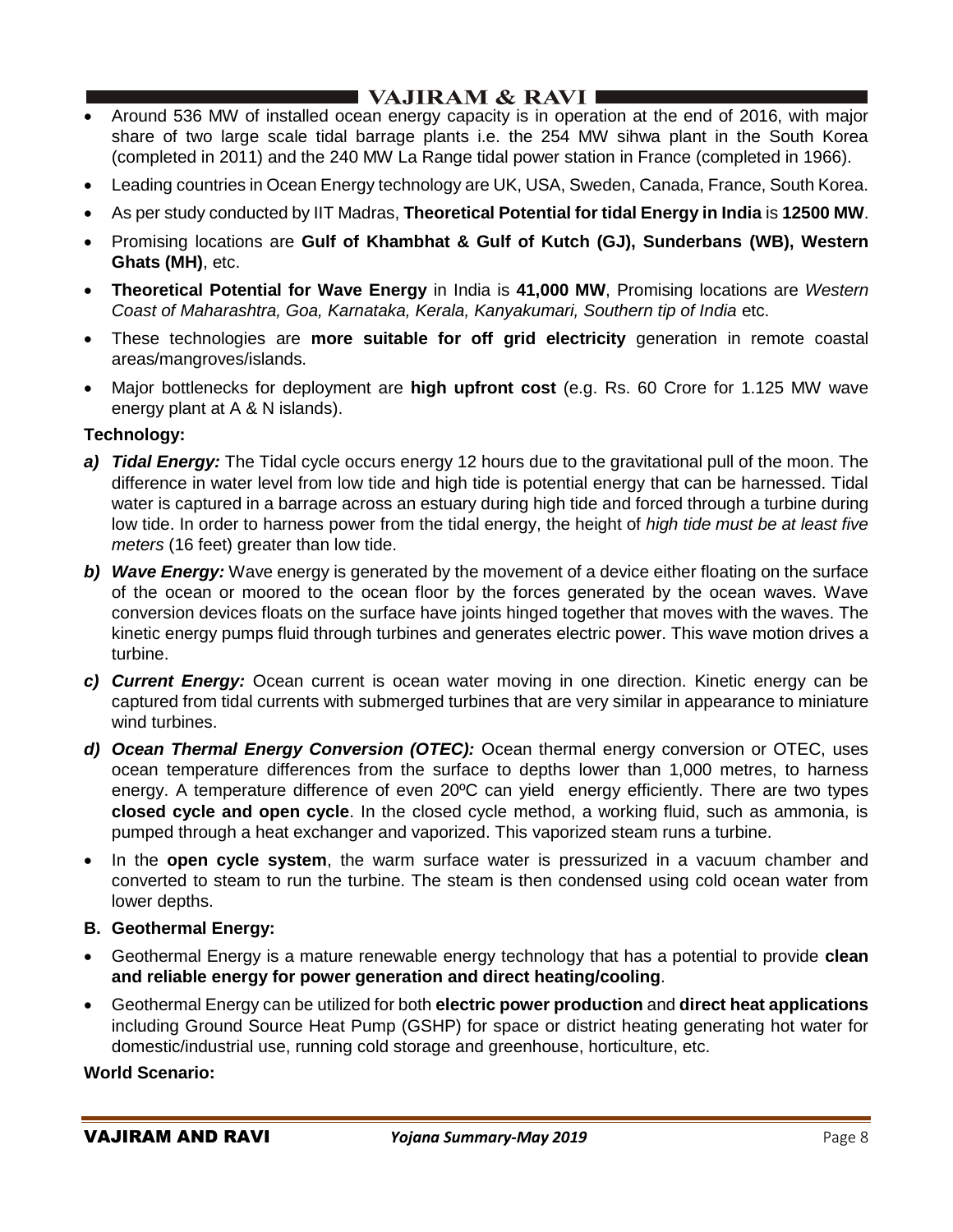- Around 536 MW of installed ocean energy capacity is in operation at the end of 2016, with major share of two large scale tidal barrage plants i.e. the 254 MW sihwa plant in the South Korea (completed in 2011) and the 240 MW La Range tidal power station in France (completed in 1966).
- Leading countries in Ocean Energy technology are UK, USA, Sweden, Canada, France, South Korea.
- As per study conducted by IIT Madras, **Theoretical Potential for tidal Energy in India** is **12500 MW**.
- Promising locations are **Gulf of Khambhat & Gulf of Kutch (GJ), Sunderbans (WB), Western Ghats (MH)**, etc.
- **Theoretical Potential for Wave Energy** in India is **41,000 MW**, Promising locations are *Western Coast of Maharashtra, Goa, Karnataka, Kerala, Kanyakumari, Southern tip of India* etc.
- These technologies are **more suitable for off grid electricity** generation in remote coastal areas/mangroves/islands.
- Major bottlenecks for deployment are **high upfront cost** (e.g. Rs. 60 Crore for 1.125 MW wave energy plant at A & N islands).

**Technology:**

***a) Tidal Energy:*** The Tidal cycle occurs energy 12 hours due to the gravitational pull of the moon. The difference in water level from low tide and high tide is potential energy that can be harnessed. Tidal water is captured in a barrage across an estuary during high tide and forced through a turbine during low tide. In order to harness power from the tidal energy, the height of *high tide must be at least five meters* (16 feet) greater than low tide.

***b) Wave Energy:*** Wave energy is generated by the movement of a device either floating on the surface of the ocean or moored to the ocean floor by the forces generated by the ocean waves. Wave conversion devices floats on the surface have joints hinged together that moves with the waves. The kinetic energy pumps fluid through turbines and generates electric power. This wave motion drives a turbine.

***c) Current Energy:*** Ocean current is ocean water moving in one direction. Kinetic energy can be captured from tidal currents with submerged turbines that are very similar in appearance to miniature wind turbines.

***d) Ocean Thermal Energy Conversion (OTEC):*** Ocean thermal energy conversion or OTEC, uses ocean temperature differences from the surface to depths lower than 1,000 metres, to harness energy. A temperature difference of even 20ºC can yield energy efficiently. There are two types **closed cycle and open cycle**. In the closed cycle method, a working fluid, such as ammonia, is pumped through a heat exchanger and vaporized. This vaporized steam runs a turbine.

- In the **open cycle system**, the warm surface water is pressurized in a vacuum chamber and converted to steam to run the turbine. The steam is then condensed using cold ocean water from lower depths.

**B. Geothermal Energy:**

- Geothermal Energy is a mature renewable energy technology that has a potential to provide **clean and reliable energy for power generation and direct heating/cooling**.
- Geothermal Energy can be utilized for both **electric power production** and **direct heat applications** including Ground Source Heat Pump (GSHP) for space or district heating generating hot water for domestic/industrial use, running cold storage and greenhouse, horticulture, etc.

**World Scenario:**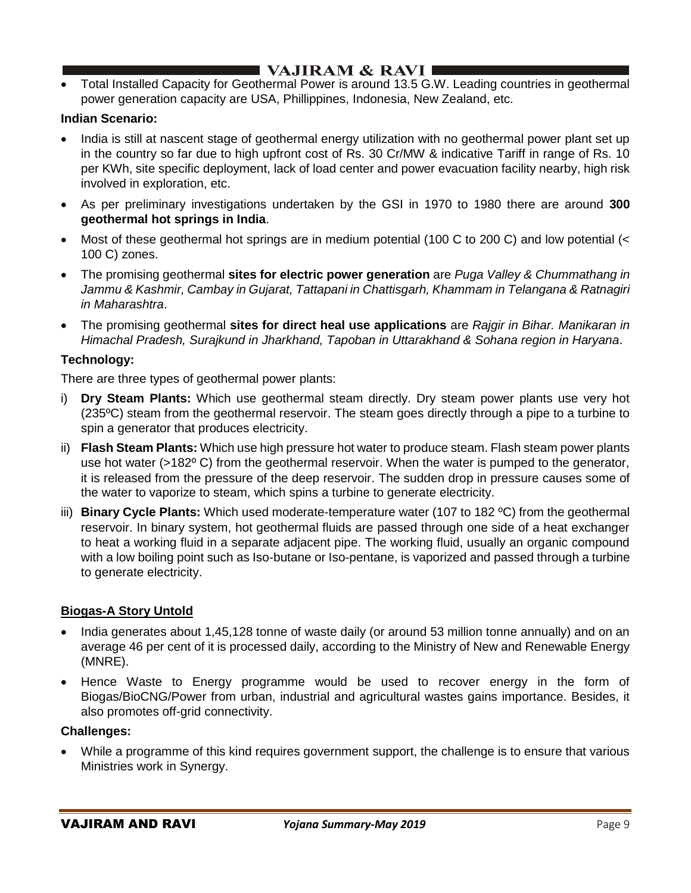- Total Installed Capacity for Geothermal Power is around 13.5 G.W. Leading countries in geothermal power generation capacity are USA, Phillippines, Indonesia, New Zealand, etc.

**Indian Scenario:**

- India is still at nascent stage of geothermal energy utilization with no geothermal power plant set up in the country so far due to high upfront cost of Rs. 30 Cr/MW & indicative Tariff in range of Rs. 10 per KWh, site specific deployment, lack of load center and power evacuation facility nearby, high risk involved in exploration, etc.
- As per preliminary investigations undertaken by the GSI in 1970 to 1980 there are around **300 geothermal hot springs in India**.
- Most of these geothermal hot springs are in medium potential (100 C to 200 C) and low potential (< 100 C) zones.
- The promising geothermal **sites for electric power generation** are *Puga Valley & Chummathang in Jammu & Kashmir, Cambay in Gujarat, Tattapani in Chattisgarh, Khammam in Telangana & Ratnagiri in Maharashtra*.
- The promising geothermal **sites for direct heal use applications** are *Rajgir in Bihar. Manikaran in Himachal Pradesh, Surajkund in Jharkhand, Tapoban in Uttarakhand & Sohana region in Haryana*.

**Technology:**

There are three types of geothermal power plants:

i) **Dry Steam Plants:** Which use geothermal steam directly. Dry steam power plants use very hot (235ºC) steam from the geothermal reservoir. The steam goes directly through a pipe to a turbine to spin a generator that produces electricity.

ii) **Flash Steam Plants:** Which use high pressure hot water to produce steam. Flash steam power plants use hot water (>182º C) from the geothermal reservoir. When the water is pumped to the generator, it is released from the pressure of the deep reservoir. The sudden drop in pressure causes some of the water to vaporize to steam, which spins a turbine to generate electricity.

iii) **Binary Cycle Plants:** Which used moderate-temperature water (107 to 182 ºC) from the geothermal reservoir. In binary system, hot geothermal fluids are passed through one side of a heat exchanger to heat a working fluid in a separate adjacent pipe. The working fluid, usually an organic compound with a low boiling point such as Iso-butane or Iso-pentane, is vaporized and passed through a turbine to generate electricity.

**Biogas-A Story Untold**

- India generates about 1,45,128 tonne of waste daily (or around 53 million tonne annually) and on an average 46 per cent of it is processed daily, according to the Ministry of New and Renewable Energy (MNRE).
- Hence Waste to Energy programme would be used to recover energy in the form of Biogas/BioCNG/Power from urban, industrial and agricultural wastes gains importance. Besides, it also promotes off-grid connectivity.

**Challenges:**

- While a programme of this kind requires government support, the challenge is to ensure that various Ministries work in Synergy.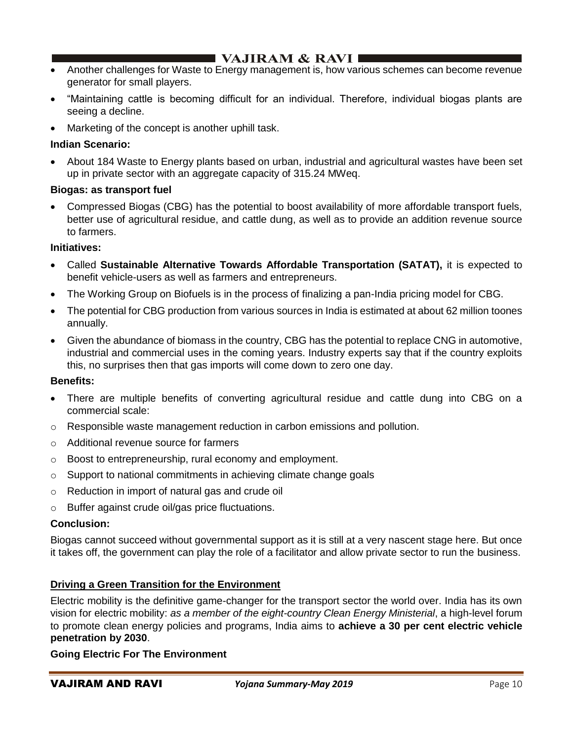- Another challenges for Waste to Energy management is, how various schemes can become revenue generator for small players.
- "Maintaining cattle is becoming difficult for an individual. Therefore, individual biogas plants are seeing a decline.
- Marketing of the concept is another uphill task.

**Indian Scenario:**

- About 184 Waste to Energy plants based on urban, industrial and agricultural wastes have been set up in private sector with an aggregate capacity of 315.24 MWeq.

**Biogas: as transport fuel**

- Compressed Biogas (CBG) has the potential to boost availability of more affordable transport fuels, better use of agricultural residue, and cattle dung, as well as to provide an addition revenue source to farmers.

**Initiatives:**

- Called **Sustainable Alternative Towards Affordable Transportation (SATAT),** it is expected to benefit vehicle-users as well as farmers and entrepreneurs.
- The Working Group on Biofuels is in the process of finalizing a pan-India pricing model for CBG.
- The potential for CBG production from various sources in India is estimated at about 62 million toones annually.
- Given the abundance of biomass in the country, CBG has the potential to replace CNG in automotive, industrial and commercial uses in the coming years. Industry experts say that if the country exploits this, no surprises then that gas imports will come down to zero one day.

**Benefits:**

- There are multiple benefits of converting agricultural residue and cattle dung into CBG on a commercial scale:
  - Responsible waste management reduction in carbon emissions and pollution.
  - Additional revenue source for farmers
  - Boost to entrepreneurship, rural economy and employment.
  - Support to national commitments in achieving climate change goals
  - Reduction in import of natural gas and crude oil
  - Buffer against crude oil/gas price fluctuations.

**Conclusion:**

Biogas cannot succeed without governmental support as it is still at a very nascent stage here. But once it takes off, the government can play the role of a facilitator and allow private sector to run the business.

## Driving a Green Transition for the Environment

Electric mobility is the definitive game-changer for the transport sector the world over. India has its own vision for electric mobility: *as a member of the eight-country Clean Energy Ministerial*, a high-level forum to promote clean energy policies and programs, India aims to **achieve a 30 per cent electric vehicle penetration by 2030**.

**Going Electric For The Environment**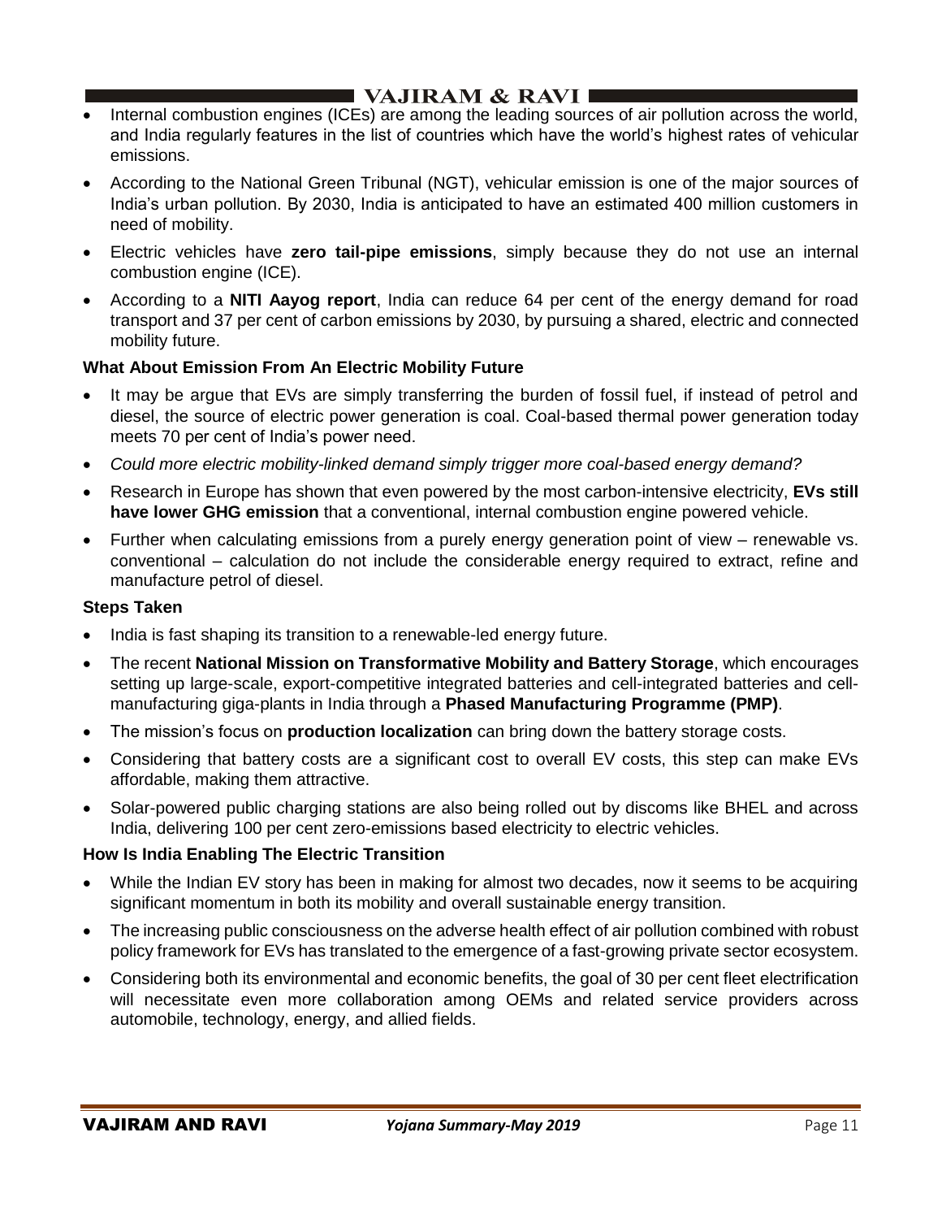- Internal combustion engines (ICEs) are among the leading sources of air pollution across the world, and India regularly features in the list of countries which have the world's highest rates of vehicular emissions.
- According to the National Green Tribunal (NGT), vehicular emission is one of the major sources of India's urban pollution. By 2030, India is anticipated to have an estimated 400 million customers in need of mobility.
- Electric vehicles have **zero tail-pipe emissions**, simply because they do not use an internal combustion engine (ICE).
- According to a **NITI Aayog report**, India can reduce 64 per cent of the energy demand for road transport and 37 per cent of carbon emissions by 2030, by pursuing a shared, electric and connected mobility future.

**What About Emission From An Electric Mobility Future**

- It may be argue that EVs are simply transferring the burden of fossil fuel, if instead of petrol and diesel, the source of electric power generation is coal. Coal-based thermal power generation today meets 70 per cent of India's power need.
- *Could more electric mobility-linked demand simply trigger more coal-based energy demand?*
- Research in Europe has shown that even powered by the most carbon-intensive electricity, **EVs still have lower GHG emission** that a conventional, internal combustion engine powered vehicle.
- Further when calculating emissions from a purely energy generation point of view – renewable vs. conventional – calculation do not include the considerable energy required to extract, refine and manufacture petrol of diesel.

**Steps Taken**

- India is fast shaping its transition to a renewable-led energy future.
- The recent **National Mission on Transformative Mobility and Battery Storage**, which encourages setting up large-scale, export-competitive integrated batteries and cell-integrated batteries and cell-manufacturing giga-plants in India through a **Phased Manufacturing Programme (PMP)**.
- The mission's focus on **production localization** can bring down the battery storage costs.
- Considering that battery costs are a significant cost to overall EV costs, this step can make EVs affordable, making them attractive.
- Solar-powered public charging stations are also being rolled out by discoms like BHEL and across India, delivering 100 per cent zero-emissions based electricity to electric vehicles.

**How Is India Enabling The Electric Transition**

- While the Indian EV story has been in making for almost two decades, now it seems to be acquiring significant momentum in both its mobility and overall sustainable energy transition.
- The increasing public consciousness on the adverse health effect of air pollution combined with robust policy framework for EVs has translated to the emergence of a fast-growing private sector ecosystem.
- Considering both its environmental and economic benefits, the goal of 30 per cent fleet electrification will necessitate even more collaboration among OEMs and related service providers across automobile, technology, energy, and allied fields.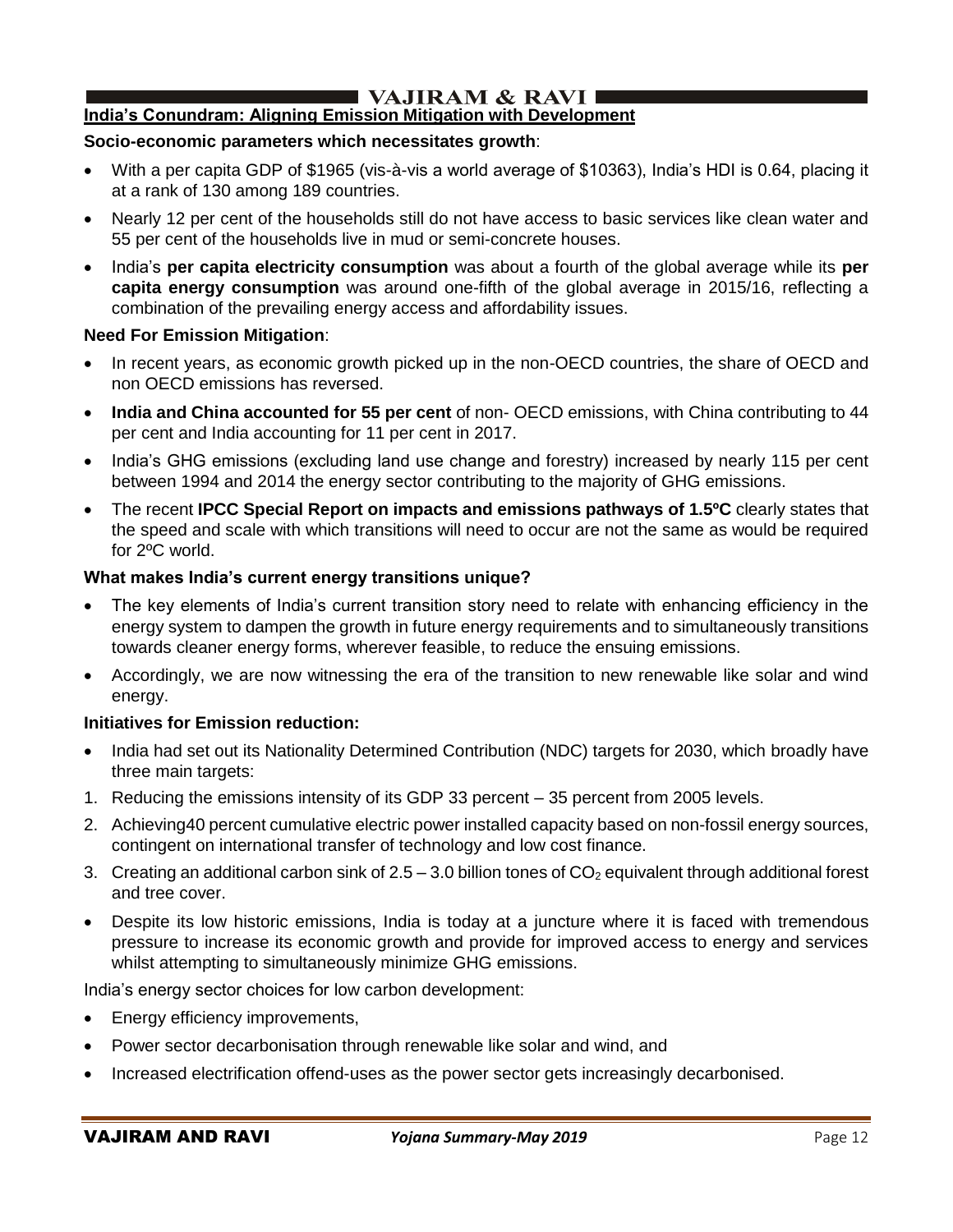## India's Conundrum: Aligning Emission Mitigation with Development

**Socio-economic parameters which necessitates growth**:

- With a per capita GDP of $1965 (vis-à-vis a world average of $10363), India's HDI is 0.64, placing it at a rank of 130 among 189 countries.
- Nearly 12 per cent of the households still do not have access to basic services like clean water and 55 per cent of the households live in mud or semi-concrete houses.
- India's **per capita electricity consumption** was about a fourth of the global average while its **per capita energy consumption** was around one-fifth of the global average in 2015/16, reflecting a combination of the prevailing energy access and affordability issues.

**Need For Emission Mitigation**:

- In recent years, as economic growth picked up in the non-OECD countries, the share of OECD and non OECD emissions has reversed.
- **India and China accounted for 55 per cent** of non- OECD emissions, with China contributing to 44 per cent and India accounting for 11 per cent in 2017.
- India's GHG emissions (excluding land use change and forestry) increased by nearly 115 per cent between 1994 and 2014 the energy sector contributing to the majority of GHG emissions.
- The recent **IPCC Special Report on impacts and emissions pathways of 1.5ºC** clearly states that the speed and scale with which transitions will need to occur are not the same as would be required for 2ºC world.

**What makes India's current energy transitions unique?**

- The key elements of India's current transition story need to relate with enhancing efficiency in the energy system to dampen the growth in future energy requirements and to simultaneously transitions towards cleaner energy forms, wherever feasible, to reduce the ensuing emissions.
- Accordingly, we are now witnessing the era of the transition to new renewable like solar and wind energy.

**Initiatives for Emission reduction:**

- India had set out its Nationality Determined Contribution (NDC) targets for 2030, which broadly have three main targets:

1. Reducing the emissions intensity of its GDP 33 percent – 35 percent from 2005 levels.
2. Achieving40 percent cumulative electric power installed capacity based on non-fossil energy sources, contingent on international transfer of technology and low cost finance.
3. Creating an additional carbon sink of 2.5 – 3.0 billion tones of $CO_2$ equivalent through additional forest and tree cover.

- Despite its low historic emissions, India is today at a juncture where it is faced with tremendous pressure to increase its economic growth and provide for improved access to energy and services whilst attempting to simultaneously minimize GHG emissions.

India's energy sector choices for low carbon development:

- Energy efficiency improvements,
- Power sector decarbonisation through renewable like solar and wind, and
- Increased electrification offend-uses as the power sector gets increasingly decarbonised.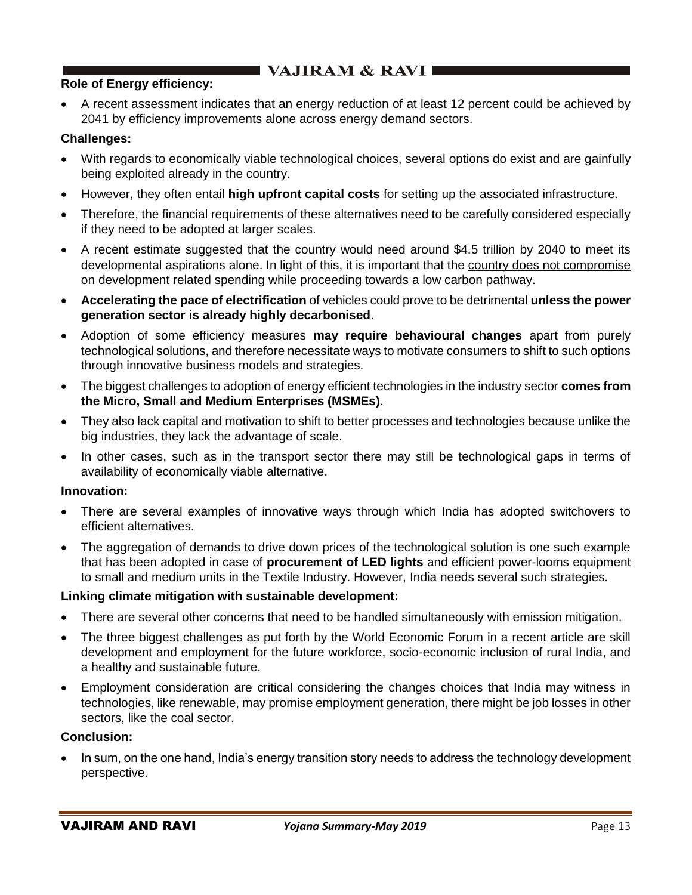**Role of Energy efficiency:**

- A recent assessment indicates that an energy reduction of at least 12 percent could be achieved by 2041 by efficiency improvements alone across energy demand sectors.

**Challenges:**

- With regards to economically viable technological choices, several options do exist and are gainfully being exploited already in the country.
- However, they often entail **high upfront capital costs** for setting up the associated infrastructure.
- Therefore, the financial requirements of these alternatives need to be carefully considered especially if they need to be adopted at larger scales.
- A recent estimate suggested that the country would need around $4.5 trillion by 2040 to meet its developmental aspirations alone. In light of this, it is important that the country does not compromise on development related spending while proceeding towards a low carbon pathway.
- **Accelerating the pace of electrification** of vehicles could prove to be detrimental **unless the power generation sector is already highly decarbonised**.
- Adoption of some efficiency measures **may require behavioural changes** apart from purely technological solutions, and therefore necessitate ways to motivate consumers to shift to such options through innovative business models and strategies.
- The biggest challenges to adoption of energy efficient technologies in the industry sector **comes from the Micro, Small and Medium Enterprises (MSMEs)**.
- They also lack capital and motivation to shift to better processes and technologies because unlike the big industries, they lack the advantage of scale.
- In other cases, such as in the transport sector there may still be technological gaps in terms of availability of economically viable alternative.

**Innovation:**

- There are several examples of innovative ways through which India has adopted switchovers to efficient alternatives.
- The aggregation of demands to drive down prices of the technological solution is one such example that has been adopted in case of **procurement of LED lights** and efficient power-looms equipment to small and medium units in the Textile Industry. However, India needs several such strategies.

**Linking climate mitigation with sustainable development:**

- There are several other concerns that need to be handled simultaneously with emission mitigation.
- The three biggest challenges as put forth by the World Economic Forum in a recent article are skill development and employment for the future workforce, socio-economic inclusion of rural India, and a healthy and sustainable future.
- Employment consideration are critical considering the changes choices that India may witness in technologies, like renewable, may promise employment generation, there might be job losses in other sectors, like the coal sector.

**Conclusion:**

- In sum, on the one hand, India's energy transition story needs to address the technology development perspective.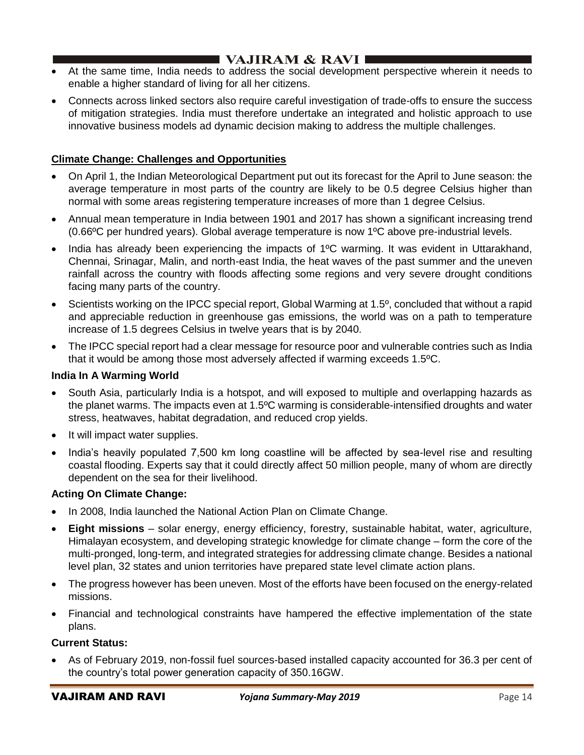- At the same time, India needs to address the social development perspective wherein it needs to enable a higher standard of living for all her citizens.
- Connects across linked sectors also require careful investigation of trade-offs to ensure the success of mitigation strategies. India must therefore undertake an integrated and holistic approach to use innovative business models ad dynamic decision making to address the multiple challenges.

## Climate Change: Challenges and Opportunities

- On April 1, the Indian Meteorological Department put out its forecast for the April to June season: the average temperature in most parts of the country are likely to be 0.5 degree Celsius higher than normal with some areas registering temperature increases of more than 1 degree Celsius.
- Annual mean temperature in India between 1901 and 2017 has shown a significant increasing trend (0.66ºC per hundred years). Global average temperature is now 1ºC above pre-industrial levels.
- India has already been experiencing the impacts of 1ºC warming. It was evident in Uttarakhand, Chennai, Srinagar, Malin, and north-east India, the heat waves of the past summer and the uneven rainfall across the country with floods affecting some regions and very severe drought conditions facing many parts of the country.
- Scientists working on the IPCC special report, Global Warming at 1.5º, concluded that without a rapid and appreciable reduction in greenhouse gas emissions, the world was on a path to temperature increase of 1.5 degrees Celsius in twelve years that is by 2040.
- The IPCC special report had a clear message for resource poor and vulnerable contries such as India that it would be among those most adversely affected if warming exceeds 1.5ºC.

### India In A Warming World

- South Asia, particularly India is a hotspot, and will exposed to multiple and overlapping hazards as the planet warms. The impacts even at 1.5ºC warming is considerable-intensified droughts and water stress, heatwaves, habitat degradation, and reduced crop yields.
- It will impact water supplies.
- India's heavily populated 7,500 km long coastline will be affected by sea-level rise and resulting coastal flooding. Experts say that it could directly affect 50 million people, many of whom are directly dependent on the sea for their livelihood.

### Acting On Climate Change:

- In 2008, India launched the National Action Plan on Climate Change.
- **Eight missions** – solar energy, energy efficiency, forestry, sustainable habitat, water, agriculture, Himalayan ecosystem, and developing strategic knowledge for climate change – form the core of the multi-pronged, long-term, and integrated strategies for addressing climate change. Besides a national level plan, 32 states and union territories have prepared state level climate action plans.
- The progress however has been uneven. Most of the efforts have been focused on the energy-related missions.
- Financial and technological constraints have hampered the effective implementation of the state plans.

### Current Status:

- As of February 2019, non-fossil fuel sources-based installed capacity accounted for 36.3 per cent of the country's total power generation capacity of 350.16GW.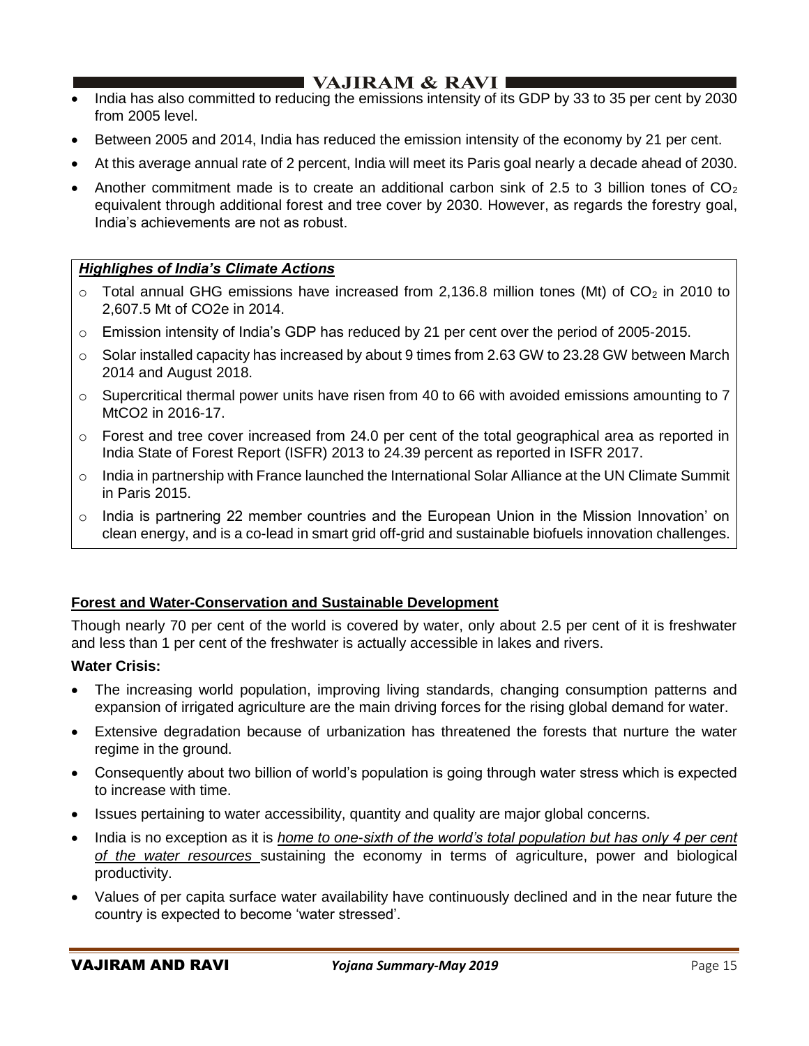- India has also committed to reducing the emissions intensity of its GDP by 33 to 35 per cent by 2030 from 2005 level.
- Between 2005 and 2014, India has reduced the emission intensity of the economy by 21 per cent.
- At this average annual rate of 2 percent, India will meet its Paris goal nearly a decade ahead of 2030.
- Another commitment made is to create an additional carbon sink of 2.5 to 3 billion tones of $CO_2$ equivalent through additional forest and tree cover by 2030. However, as regards the forestry goal, India's achievements are not as robust.

***Highlighes of India's Climate Actions***

- Total annual GHG emissions have increased from 2,136.8 million tones (Mt) of $CO_2$ in 2010 to 2,607.5 Mt of CO2e in 2014.
- Emission intensity of India's GDP has reduced by 21 per cent over the period of 2005-2015.
- Solar installed capacity has increased by about 9 times from 2.63 GW to 23.28 GW between March 2014 and August 2018.
- Supercritical thermal power units have risen from 40 to 66 with avoided emissions amounting to 7 MtCO2 in 2016-17.
- Forest and tree cover increased from 24.0 per cent of the total geographical area as reported in India State of Forest Report (ISFR) 2013 to 24.39 percent as reported in ISFR 2017.
- India in partnership with France launched the International Solar Alliance at the UN Climate Summit in Paris 2015.
- India is partnering 22 member countries and the European Union in the Mission Innovation' on clean energy, and is a co-lead in smart grid off-grid and sustainable biofuels innovation challenges.

**Forest and Water-Conservation and Sustainable Development**

Though nearly 70 per cent of the world is covered by water, only about 2.5 per cent of it is freshwater and less than 1 per cent of the freshwater is actually accessible in lakes and rivers.

**Water Crisis:**

- The increasing world population, improving living standards, changing consumption patterns and expansion of irrigated agriculture are the main driving forces for the rising global demand for water.
- Extensive degradation because of urbanization has threatened the forests that nurture the water regime in the ground.
- Consequently about two billion of world's population is going through water stress which is expected to increase with time.
- Issues pertaining to water accessibility, quantity and quality are major global concerns.
- India is no exception as it is ***home to one-sixth of the world's total population but has only 4 per cent of the water resources*** sustaining the economy in terms of agriculture, power and biological productivity.
- Values of per capita surface water availability have continuously declined and in the near future the country is expected to become 'water stressed'.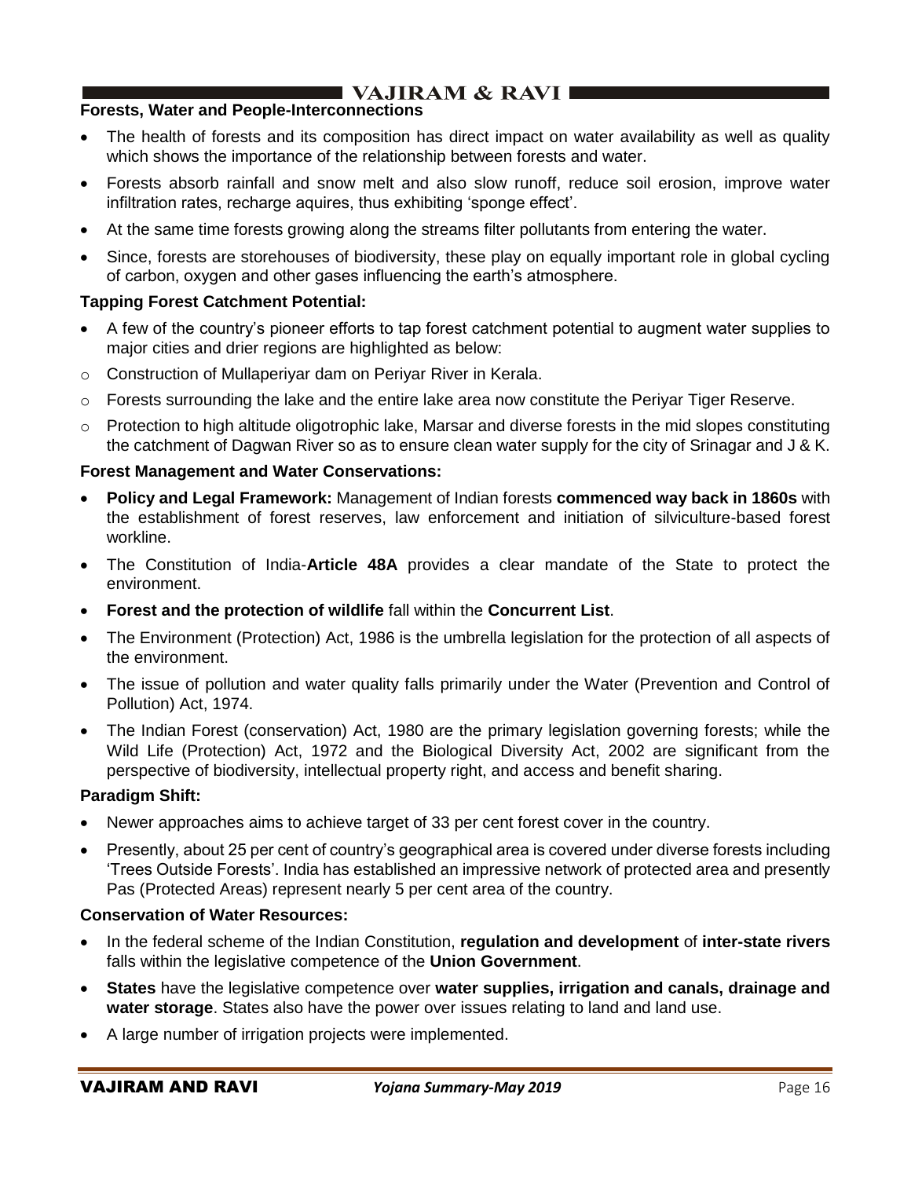**Forests, Water and People-Interconnections**

- The health of forests and its composition has direct impact on water availability as well as quality which shows the importance of the relationship between forests and water.
- Forests absorb rainfall and snow melt and also slow runoff, reduce soil erosion, improve water infiltration rates, recharge aquires, thus exhibiting 'sponge effect'.
- At the same time forests growing along the streams filter pollutants from entering the water.
- Since, forests are storehouses of biodiversity, these play on equally important role in global cycling of carbon, oxygen and other gases influencing the earth's atmosphere.

**Tapping Forest Catchment Potential:**

- A few of the country's pioneer efforts to tap forest catchment potential to augment water supplies to major cities and drier regions are highlighted as below:
  - Construction of Mullaperiyar dam on Periyar River in Kerala.
  - Forests surrounding the lake and the entire lake area now constitute the Periyar Tiger Reserve.
  - Protection to high altitude oligotrophic lake, Marsar and diverse forests in the mid slopes constituting the catchment of Dagwan River so as to ensure clean water supply for the city of Srinagar and J & K.

**Forest Management and Water Conservations:**

- **Policy and Legal Framework:** Management of Indian forests **commenced way back in 1860s** with the establishment of forest reserves, law enforcement and initiation of silviculture-based forest workline.
- The Constitution of India-**Article 48A** provides a clear mandate of the State to protect the environment.
- **Forest and the protection of wildlife** fall within the **Concurrent List**.
- The Environment (Protection) Act, 1986 is the umbrella legislation for the protection of all aspects of the environment.
- The issue of pollution and water quality falls primarily under the Water (Prevention and Control of Pollution) Act, 1974.
- The Indian Forest (conservation) Act, 1980 are the primary legislation governing forests; while the Wild Life (Protection) Act, 1972 and the Biological Diversity Act, 2002 are significant from the perspective of biodiversity, intellectual property right, and access and benefit sharing.

**Paradigm Shift:**

- Newer approaches aims to achieve target of 33 per cent forest cover in the country.
- Presently, about 25 per cent of country's geographical area is covered under diverse forests including 'Trees Outside Forests'. India has established an impressive network of protected area and presently Pas (Protected Areas) represent nearly 5 per cent area of the country.

**Conservation of Water Resources:**

- In the federal scheme of the Indian Constitution, **regulation and development** of **inter-state rivers** falls within the legislative competence of the **Union Government**.
- **States** have the legislative competence over **water supplies, irrigation and canals, drainage and water storage**. States also have the power over issues relating to land and land use.
- A large number of irrigation projects were implemented.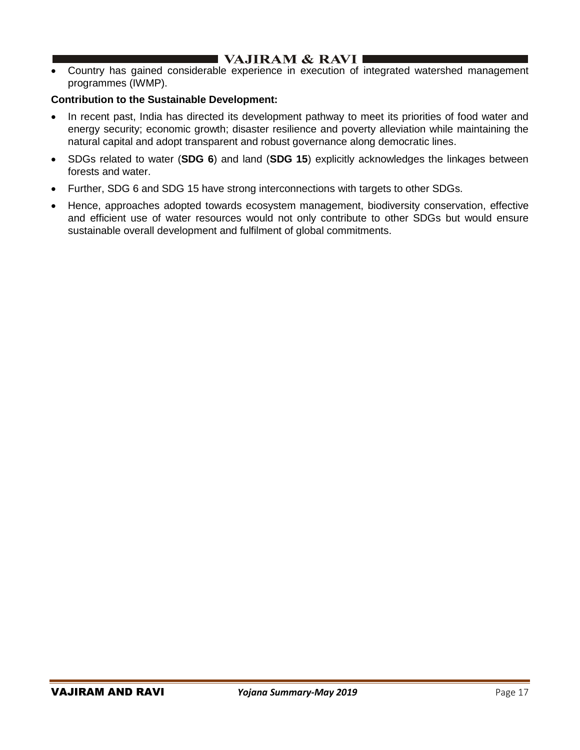- Country has gained considerable experience in execution of integrated watershed management programmes (IWMP).

**Contribution to the Sustainable Development:**

- In recent past, India has directed its development pathway to meet its priorities of food water and energy security; economic growth; disaster resilience and poverty alleviation while maintaining the natural capital and adopt transparent and robust governance along democratic lines.
- SDGs related to water (**SDG 6**) and land (**SDG 15**) explicitly acknowledges the linkages between forests and water.
- Further, SDG 6 and SDG 15 have strong interconnections with targets to other SDGs.
- Hence, approaches adopted towards ecosystem management, biodiversity conservation, effective and efficient use of water resources would not only contribute to other SDGs but would ensure sustainable overall development and fulfilment of global commitments.